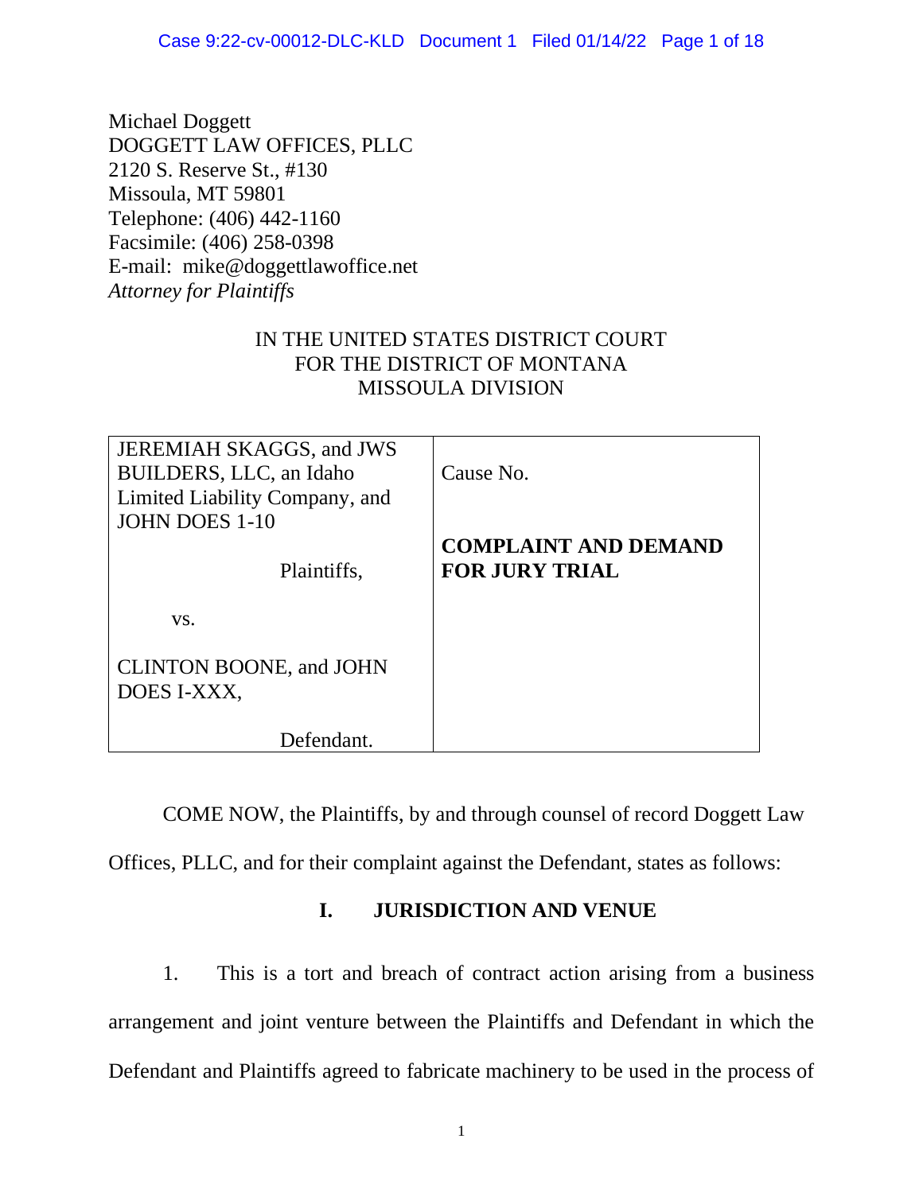Michael Doggett
DOGGETT LAW OFFICES, PLLC
2120 S. Reserve St., #130
Missoula, MT 59801
Telephone: (406) 442-1160
Facsimile: (406) 258-0398
E-mail: mike@doggettlawoffice.net
*Attorney for Plaintiffs*

IN THE UNITED STATES DISTRICT COURT
FOR THE DISTRICT OF MONTANA
MISSOULA DIVISION

| | |
|---|---|
| JEREMIAH SKAGGS, and JWS BUILDERS, LLC, an Idaho Limited Liability Company, and JOHN DOES 1-10<br><br>Plaintiffs,<br><br>vs.<br><br>CLINTON BOONE, and JOHN DOES I-XXX,<br><br>Defendant. | Cause No.<br><br>**COMPLAINT AND DEMAND FOR JURY TRIAL** |

COME NOW, the Plaintiffs, by and through counsel of record Doggett Law Offices, PLLC, and for their complaint against the Defendant, states as follows:

## I. JURISDICTION AND VENUE

1. This is a tort and breach of contract action arising from a business arrangement and joint venture between the Plaintiffs and Defendant in which the Defendant and Plaintiffs agreed to fabricate machinery to be used in the process of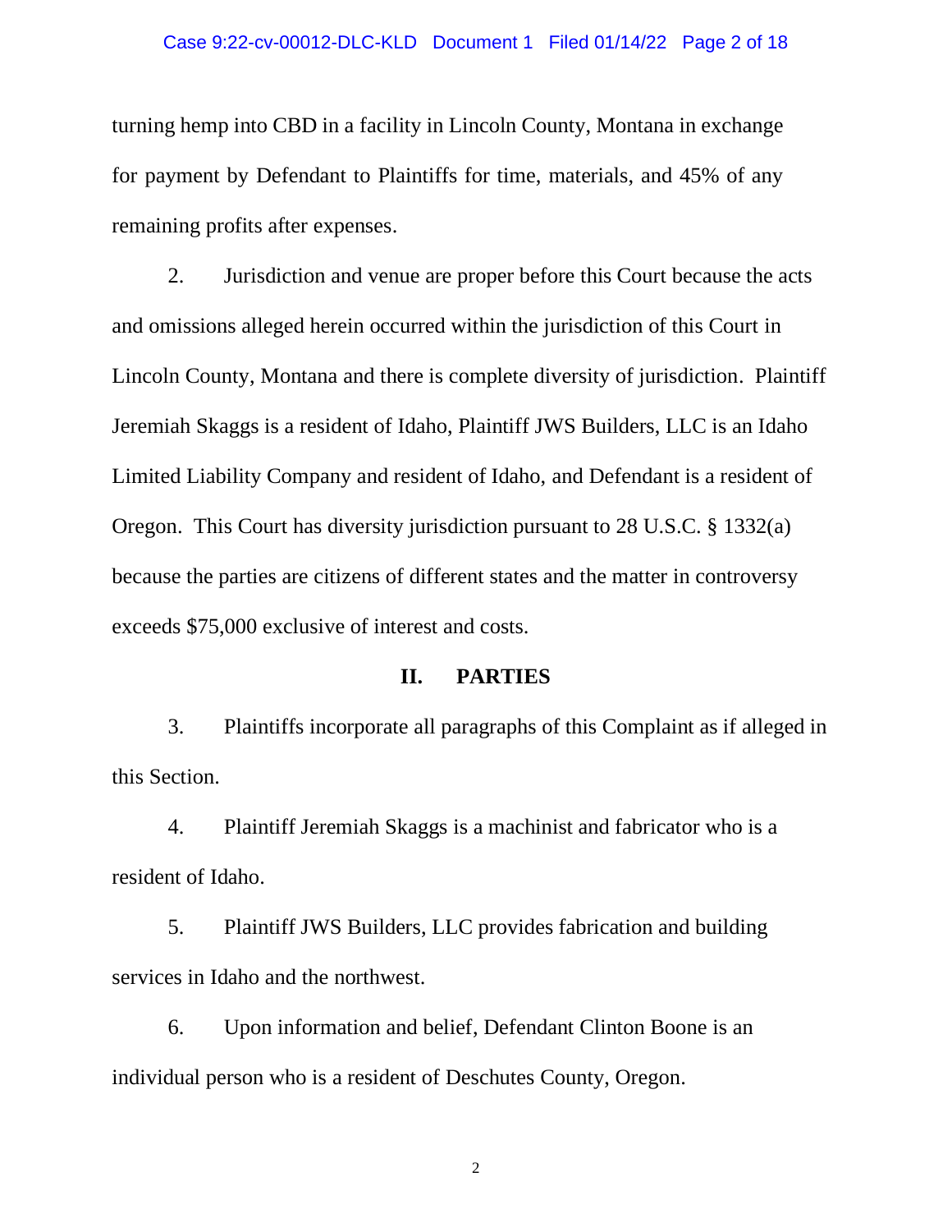turning hemp into CBD in a facility in Lincoln County, Montana in exchange for payment by Defendant to Plaintiffs for time, materials, and 45% of any remaining profits after expenses.

2. Jurisdiction and venue are proper before this Court because the acts and omissions alleged herein occurred within the jurisdiction of this Court in Lincoln County, Montana and there is complete diversity of jurisdiction. Plaintiff Jeremiah Skaggs is a resident of Idaho, Plaintiff JWS Builders, LLC is an Idaho Limited Liability Company and resident of Idaho, and Defendant is a resident of Oregon. This Court has diversity jurisdiction pursuant to 28 U.S.C. § 1332(a) because the parties are citizens of different states and the matter in controversy exceeds $75,000 exclusive of interest and costs.

## II. PARTIES

3. Plaintiffs incorporate all paragraphs of this Complaint as if alleged in this Section.

4. Plaintiff Jeremiah Skaggs is a machinist and fabricator who is a resident of Idaho.

5. Plaintiff JWS Builders, LLC provides fabrication and building services in Idaho and the northwest.

6. Upon information and belief, Defendant Clinton Boone is an individual person who is a resident of Deschutes County, Oregon.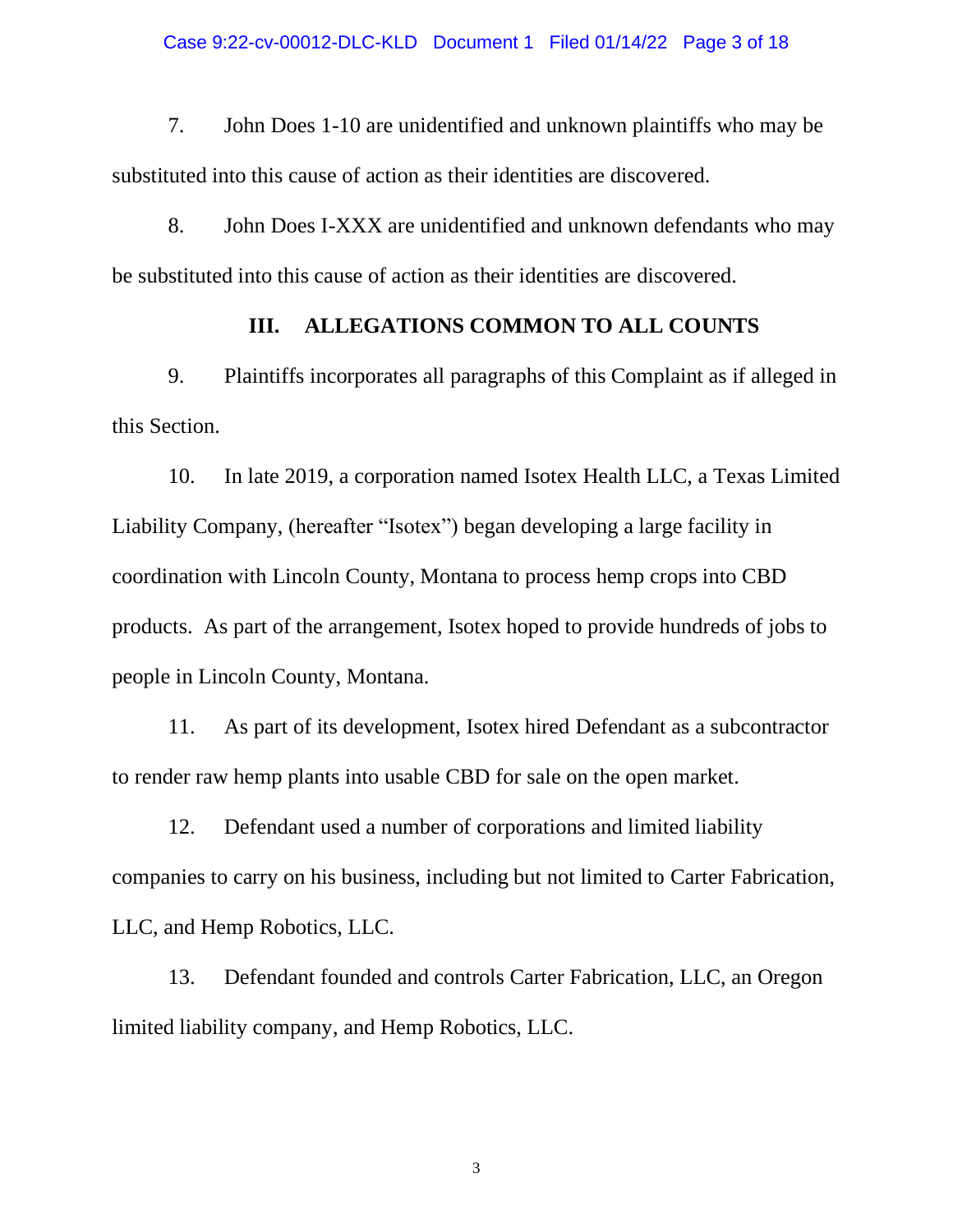7. John Does 1-10 are unidentified and unknown plaintiffs who may be substituted into this cause of action as their identities are discovered.

8. John Does I-XXX are unidentified and unknown defendants who may be substituted into this cause of action as their identities are discovered.

## III. ALLEGATIONS COMMON TO ALL COUNTS

9. Plaintiffs incorporates all paragraphs of this Complaint as if alleged in this Section.

10. In late 2019, a corporation named Isotex Health LLC, a Texas Limited Liability Company, (hereafter "Isotex") began developing a large facility in coordination with Lincoln County, Montana to process hemp crops into CBD products. As part of the arrangement, Isotex hoped to provide hundreds of jobs to people in Lincoln County, Montana.

11. As part of its development, Isotex hired Defendant as a subcontractor to render raw hemp plants into usable CBD for sale on the open market.

12. Defendant used a number of corporations and limited liability companies to carry on his business, including but not limited to Carter Fabrication, LLC, and Hemp Robotics, LLC.

13. Defendant founded and controls Carter Fabrication, LLC, an Oregon limited liability company, and Hemp Robotics, LLC.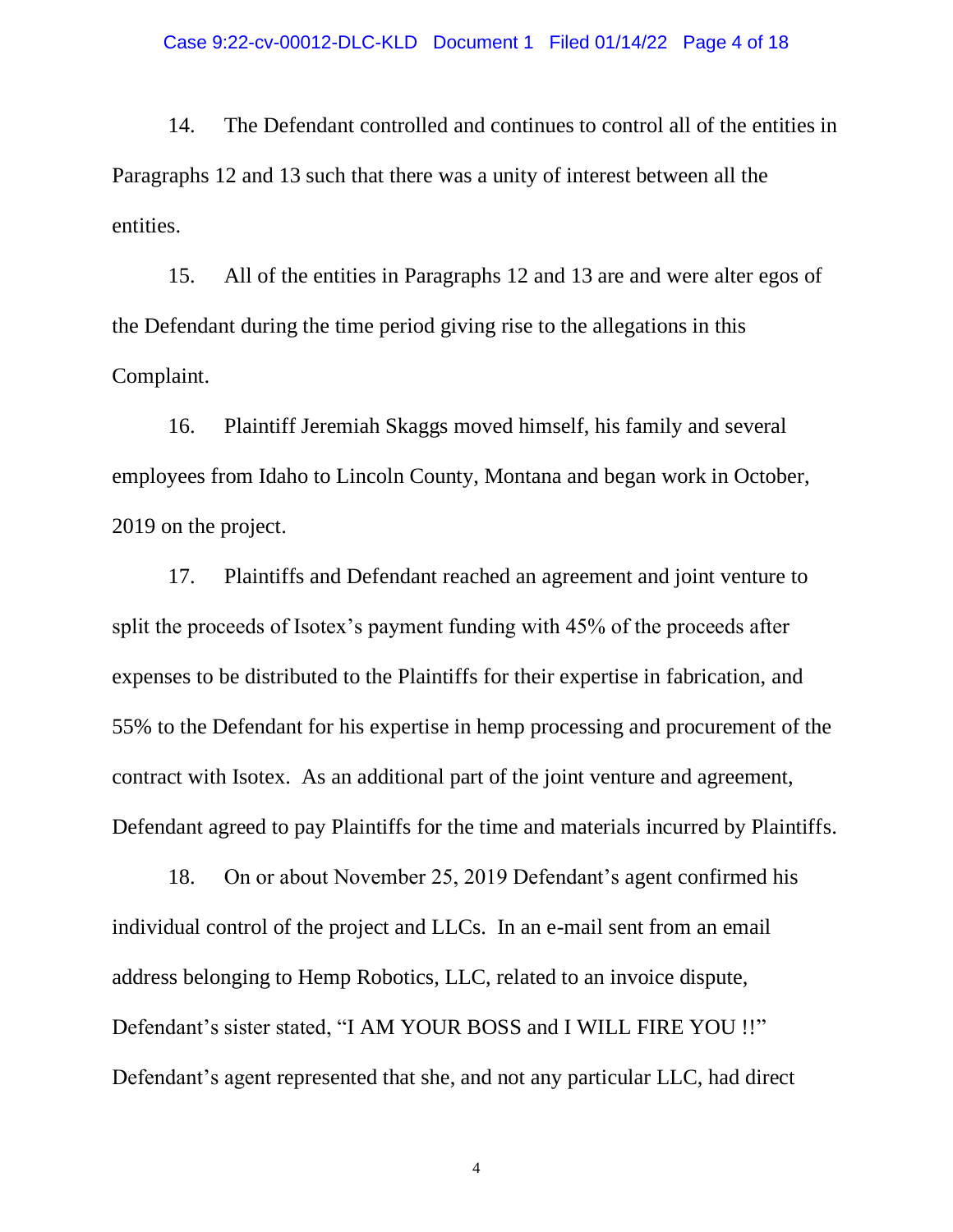14. The Defendant controlled and continues to control all of the entities in Paragraphs 12 and 13 such that there was a unity of interest between all the entities.

15. All of the entities in Paragraphs 12 and 13 are and were alter egos of the Defendant during the time period giving rise to the allegations in this Complaint.

16. Plaintiff Jeremiah Skaggs moved himself, his family and several employees from Idaho to Lincoln County, Montana and began work in October, 2019 on the project.

17. Plaintiffs and Defendant reached an agreement and joint venture to split the proceeds of Isotex's payment funding with 45% of the proceeds after expenses to be distributed to the Plaintiffs for their expertise in fabrication, and 55% to the Defendant for his expertise in hemp processing and procurement of the contract with Isotex. As an additional part of the joint venture and agreement, Defendant agreed to pay Plaintiffs for the time and materials incurred by Plaintiffs.

18. On or about November 25, 2019 Defendant's agent confirmed his individual control of the project and LLCs. In an e-mail sent from an email address belonging to Hemp Robotics, LLC, related to an invoice dispute, Defendant's sister stated, "I AM YOUR BOSS and I WILL FIRE YOU !!" Defendant's agent represented that she, and not any particular LLC, had direct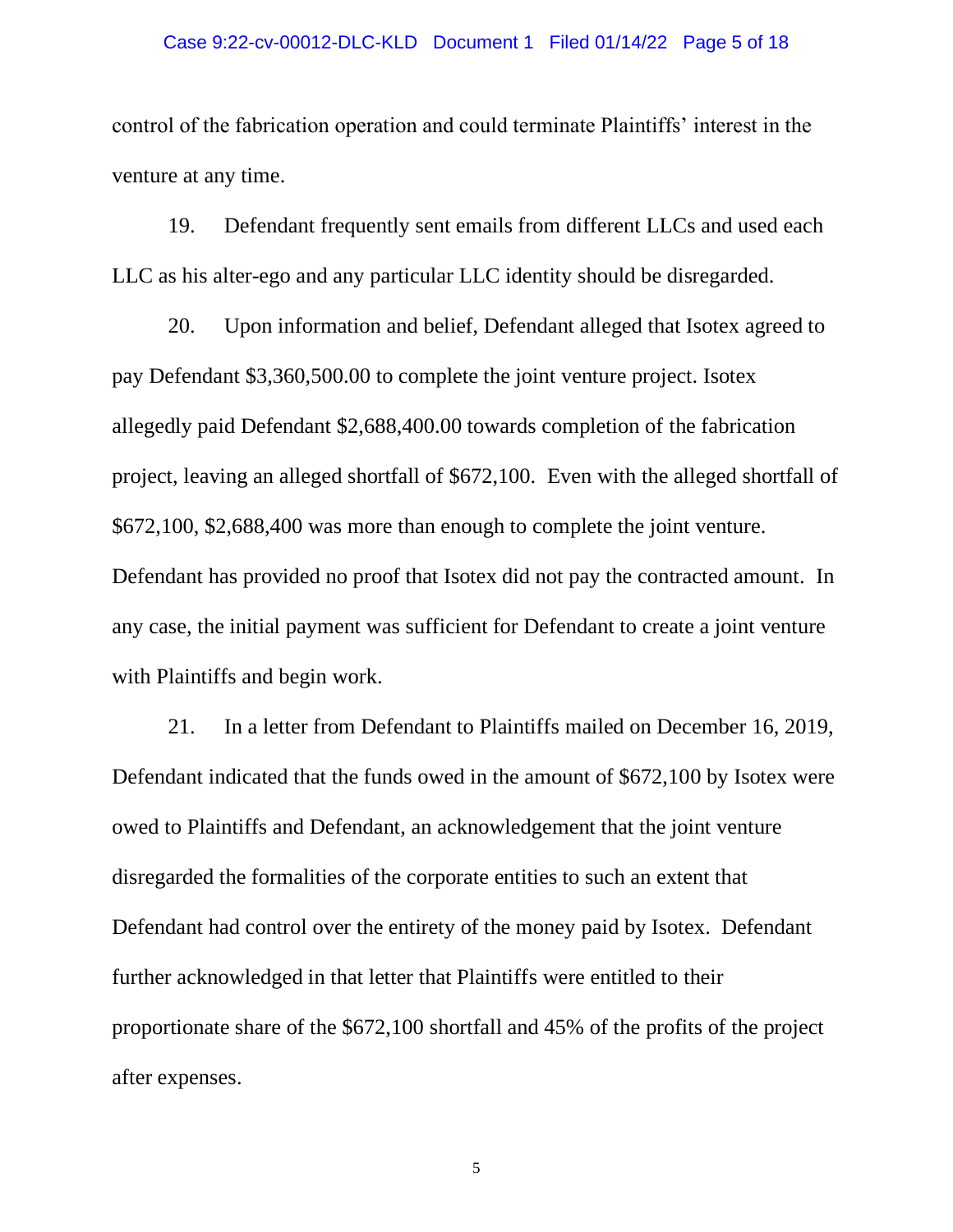control of the fabrication operation and could terminate Plaintiffs' interest in the venture at any time.

19. Defendant frequently sent emails from different LLCs and used each LLC as his alter-ego and any particular LLC identity should be disregarded.

20. Upon information and belief, Defendant alleged that Isotex agreed to pay Defendant $3,360,500.00 to complete the joint venture project. Isotex allegedly paid Defendant $2,688,400.00 towards completion of the fabrication project, leaving an alleged shortfall of $672,100. Even with the alleged shortfall of $672,100, $2,688,400 was more than enough to complete the joint venture. Defendant has provided no proof that Isotex did not pay the contracted amount. In any case, the initial payment was sufficient for Defendant to create a joint venture with Plaintiffs and begin work.

21. In a letter from Defendant to Plaintiffs mailed on December 16, 2019, Defendant indicated that the funds owed in the amount of $672,100 by Isotex were owed to Plaintiffs and Defendant, an acknowledgement that the joint venture disregarded the formalities of the corporate entities to such an extent that Defendant had control over the entirety of the money paid by Isotex. Defendant further acknowledged in that letter that Plaintiffs were entitled to their proportionate share of the $672,100 shortfall and 45% of the profits of the project after expenses.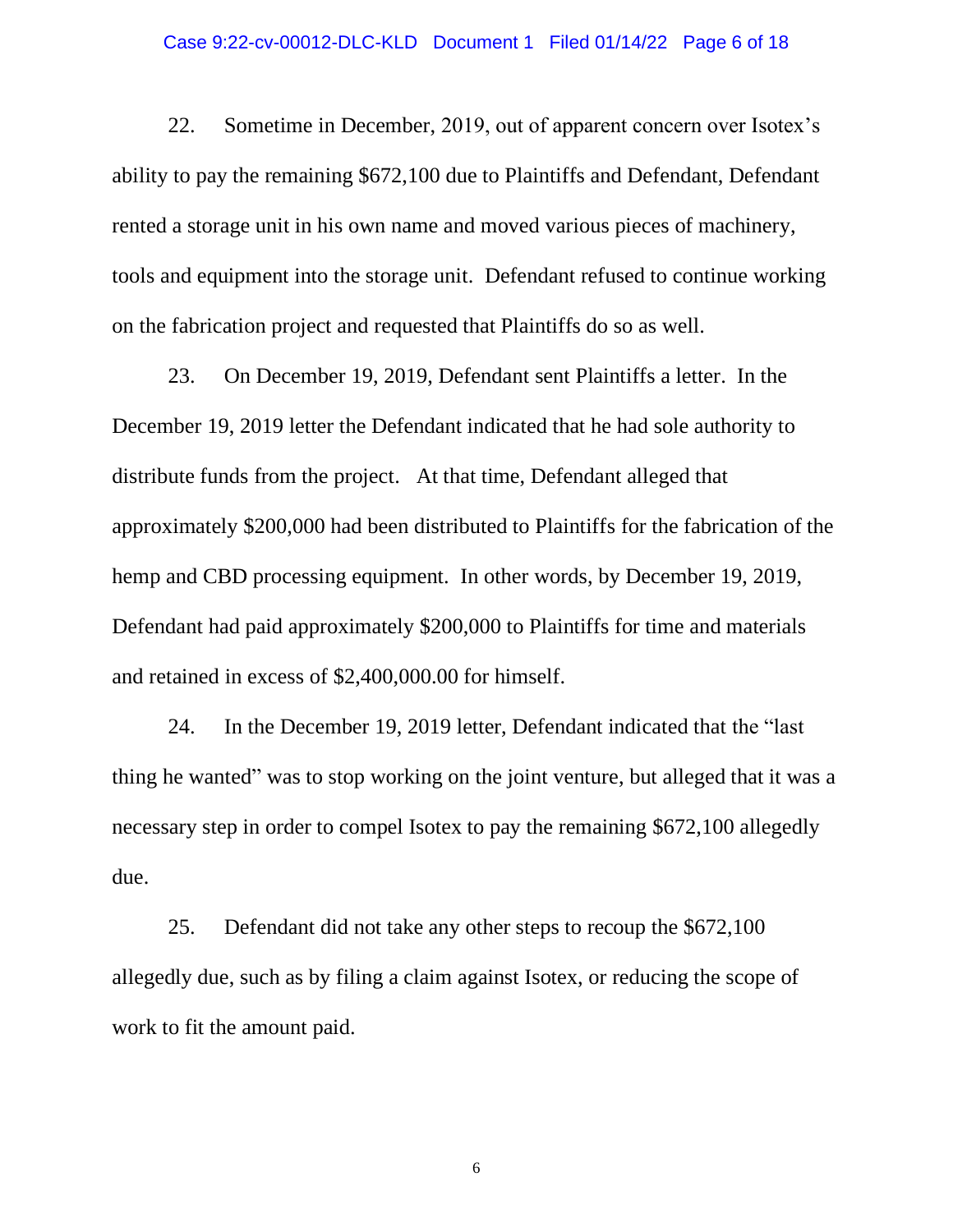22. Sometime in December, 2019, out of apparent concern over Isotex's ability to pay the remaining $672,100 due to Plaintiffs and Defendant, Defendant rented a storage unit in his own name and moved various pieces of machinery, tools and equipment into the storage unit. Defendant refused to continue working on the fabrication project and requested that Plaintiffs do so as well.

23. On December 19, 2019, Defendant sent Plaintiffs a letter. In the December 19, 2019 letter the Defendant indicated that he had sole authority to distribute funds from the project. At that time, Defendant alleged that approximately $200,000 had been distributed to Plaintiffs for the fabrication of the hemp and CBD processing equipment. In other words, by December 19, 2019, Defendant had paid approximately $200,000 to Plaintiffs for time and materials and retained in excess of $2,400,000.00 for himself.

24. In the December 19, 2019 letter, Defendant indicated that the "last thing he wanted" was to stop working on the joint venture, but alleged that it was a necessary step in order to compel Isotex to pay the remaining $672,100 allegedly due.

25. Defendant did not take any other steps to recoup the $672,100 allegedly due, such as by filing a claim against Isotex, or reducing the scope of work to fit the amount paid.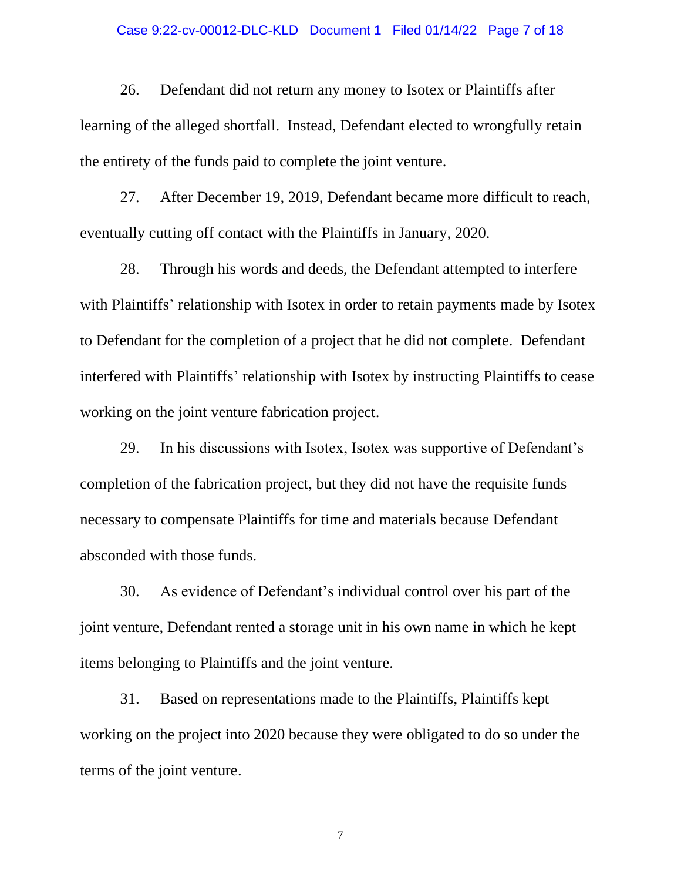26. Defendant did not return any money to Isotex or Plaintiffs after learning of the alleged shortfall. Instead, Defendant elected to wrongfully retain the entirety of the funds paid to complete the joint venture.

27. After December 19, 2019, Defendant became more difficult to reach, eventually cutting off contact with the Plaintiffs in January, 2020.

28. Through his words and deeds, the Defendant attempted to interfere with Plaintiffs' relationship with Isotex in order to retain payments made by Isotex to Defendant for the completion of a project that he did not complete. Defendant interfered with Plaintiffs' relationship with Isotex by instructing Plaintiffs to cease working on the joint venture fabrication project.

29. In his discussions with Isotex, Isotex was supportive of Defendant's completion of the fabrication project, but they did not have the requisite funds necessary to compensate Plaintiffs for time and materials because Defendant absconded with those funds.

30. As evidence of Defendant's individual control over his part of the joint venture, Defendant rented a storage unit in his own name in which he kept items belonging to Plaintiffs and the joint venture.

31. Based on representations made to the Plaintiffs, Plaintiffs kept working on the project into 2020 because they were obligated to do so under the terms of the joint venture.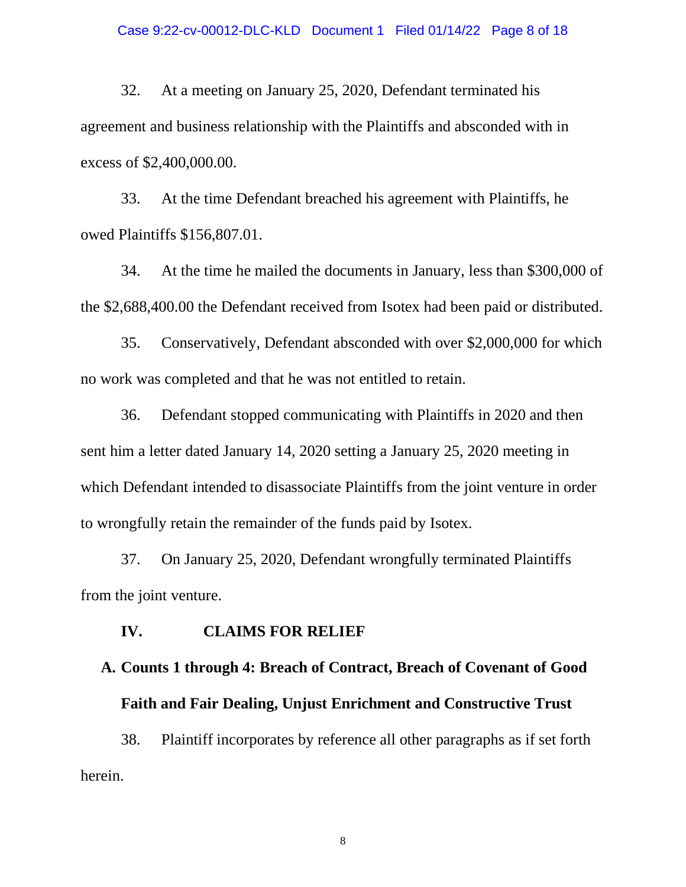32. At a meeting on January 25, 2020, Defendant terminated his agreement and business relationship with the Plaintiffs and absconded with in excess of $2,400,000.00.

33. At the time Defendant breached his agreement with Plaintiffs, he owed Plaintiffs $156,807.01.

34. At the time he mailed the documents in January, less than $300,000 of the $2,688,400.00 the Defendant received from Isotex had been paid or distributed.

35. Conservatively, Defendant absconded with over $2,000,000 for which no work was completed and that he was not entitled to retain.

36. Defendant stopped communicating with Plaintiffs in 2020 and then sent him a letter dated January 14, 2020 setting a January 25, 2020 meeting in which Defendant intended to disassociate Plaintiffs from the joint venture in order to wrongfully retain the remainder of the funds paid by Isotex.

37. On January 25, 2020, Defendant wrongfully terminated Plaintiffs from the joint venture.

## IV. CLAIMS FOR RELIEF

### A. Counts 1 through 4: Breach of Contract, Breach of Covenant of Good Faith and Fair Dealing, Unjust Enrichment and Constructive Trust

38. Plaintiff incorporates by reference all other paragraphs as if set forth herein.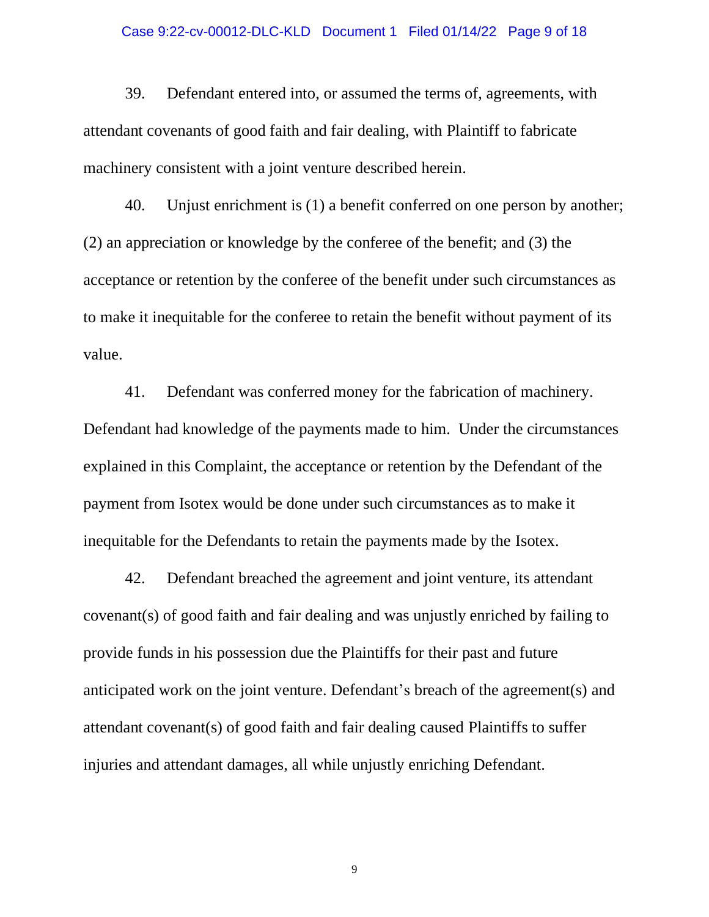39. Defendant entered into, or assumed the terms of, agreements, with attendant covenants of good faith and fair dealing, with Plaintiff to fabricate machinery consistent with a joint venture described herein.

40. Unjust enrichment is (1) a benefit conferred on one person by another; (2) an appreciation or knowledge by the conferee of the benefit; and (3) the acceptance or retention by the conferee of the benefit under such circumstances as to make it inequitable for the conferee to retain the benefit without payment of its value.

41. Defendant was conferred money for the fabrication of machinery. Defendant had knowledge of the payments made to him. Under the circumstances explained in this Complaint, the acceptance or retention by the Defendant of the payment from Isotex would be done under such circumstances as to make it inequitable for the Defendants to retain the payments made by the Isotex.

42. Defendant breached the agreement and joint venture, its attendant covenant(s) of good faith and fair dealing and was unjustly enriched by failing to provide funds in his possession due the Plaintiffs for their past and future anticipated work on the joint venture. Defendant's breach of the agreement(s) and attendant covenant(s) of good faith and fair dealing caused Plaintiffs to suffer injuries and attendant damages, all while unjustly enriching Defendant.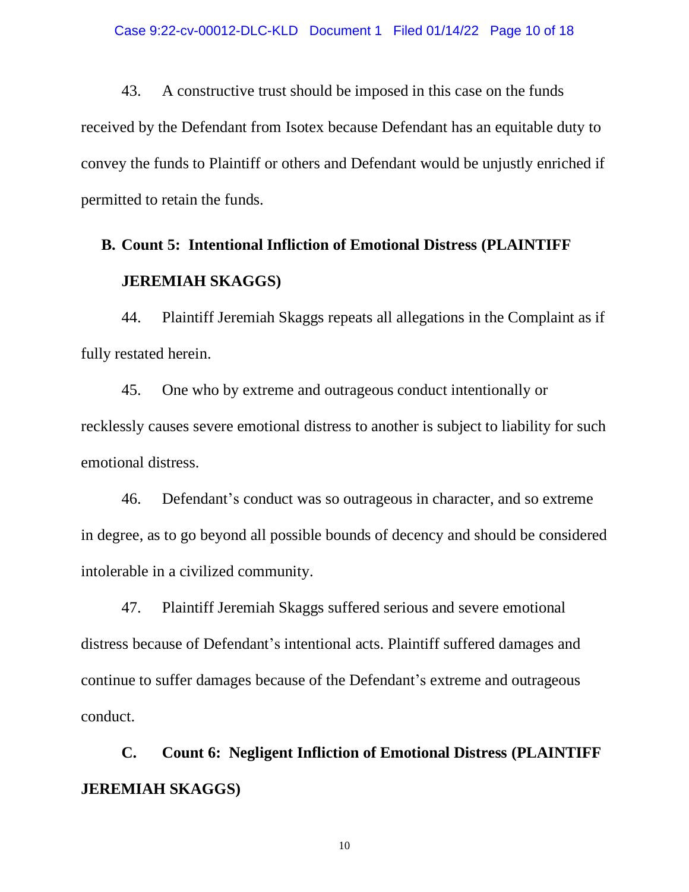43. A constructive trust should be imposed in this case on the funds received by the Defendant from Isotex because Defendant has an equitable duty to convey the funds to Plaintiff or others and Defendant would be unjustly enriched if permitted to retain the funds.

### B. Count 5: Intentional Infliction of Emotional Distress (PLAINTIFF JEREMIAH SKAGGS)

44. Plaintiff Jeremiah Skaggs repeats all allegations in the Complaint as if fully restated herein.

45. One who by extreme and outrageous conduct intentionally or recklessly causes severe emotional distress to another is subject to liability for such emotional distress.

46. Defendant's conduct was so outrageous in character, and so extreme in degree, as to go beyond all possible bounds of decency and should be considered intolerable in a civilized community.

47. Plaintiff Jeremiah Skaggs suffered serious and severe emotional distress because of Defendant's intentional acts. Plaintiff suffered damages and continue to suffer damages because of the Defendant's extreme and outrageous conduct.

### C. Count 6: Negligent Infliction of Emotional Distress (PLAINTIFF JEREMIAH SKAGGS)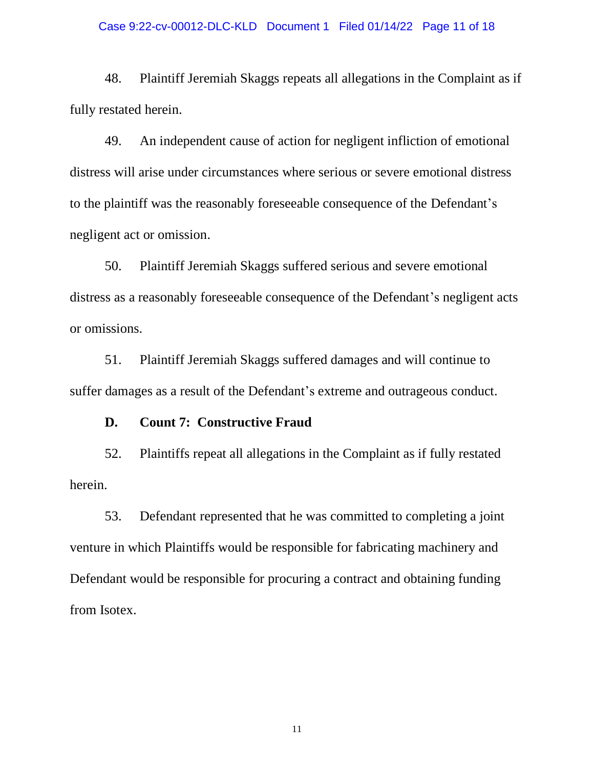48. Plaintiff Jeremiah Skaggs repeats all allegations in the Complaint as if fully restated herein.

49. An independent cause of action for negligent infliction of emotional distress will arise under circumstances where serious or severe emotional distress to the plaintiff was the reasonably foreseeable consequence of the Defendant's negligent act or omission.

50. Plaintiff Jeremiah Skaggs suffered serious and severe emotional distress as a reasonably foreseeable consequence of the Defendant's negligent acts or omissions.

51. Plaintiff Jeremiah Skaggs suffered damages and will continue to suffer damages as a result of the Defendant's extreme and outrageous conduct.

**D. Count 7: Constructive Fraud**

52. Plaintiffs repeat all allegations in the Complaint as if fully restated herein.

53. Defendant represented that he was committed to completing a joint venture in which Plaintiffs would be responsible for fabricating machinery and Defendant would be responsible for procuring a contract and obtaining funding from Isotex.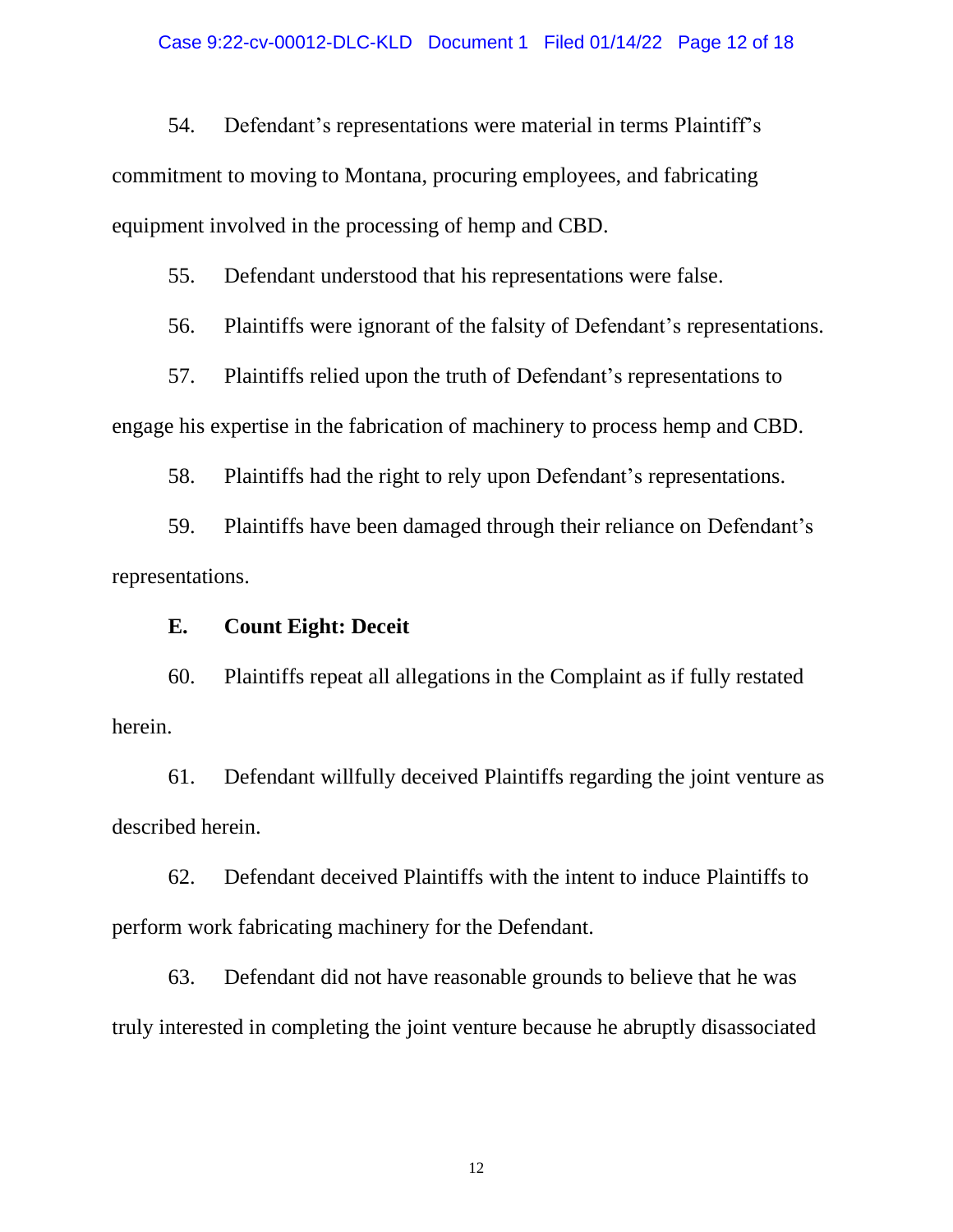54. Defendant's representations were material in terms Plaintiff's commitment to moving to Montana, procuring employees, and fabricating equipment involved in the processing of hemp and CBD.

55. Defendant understood that his representations were false.

56. Plaintiffs were ignorant of the falsity of Defendant's representations.

57. Plaintiffs relied upon the truth of Defendant's representations to engage his expertise in the fabrication of machinery to process hemp and CBD.

58. Plaintiffs had the right to rely upon Defendant's representations.

59. Plaintiffs have been damaged through their reliance on Defendant's representations.

**E. Count Eight: Deceit**

60. Plaintiffs repeat all allegations in the Complaint as if fully restated herein.

61. Defendant willfully deceived Plaintiffs regarding the joint venture as described herein.

62. Defendant deceived Plaintiffs with the intent to induce Plaintiffs to perform work fabricating machinery for the Defendant.

63. Defendant did not have reasonable grounds to believe that he was truly interested in completing the joint venture because he abruptly disassociated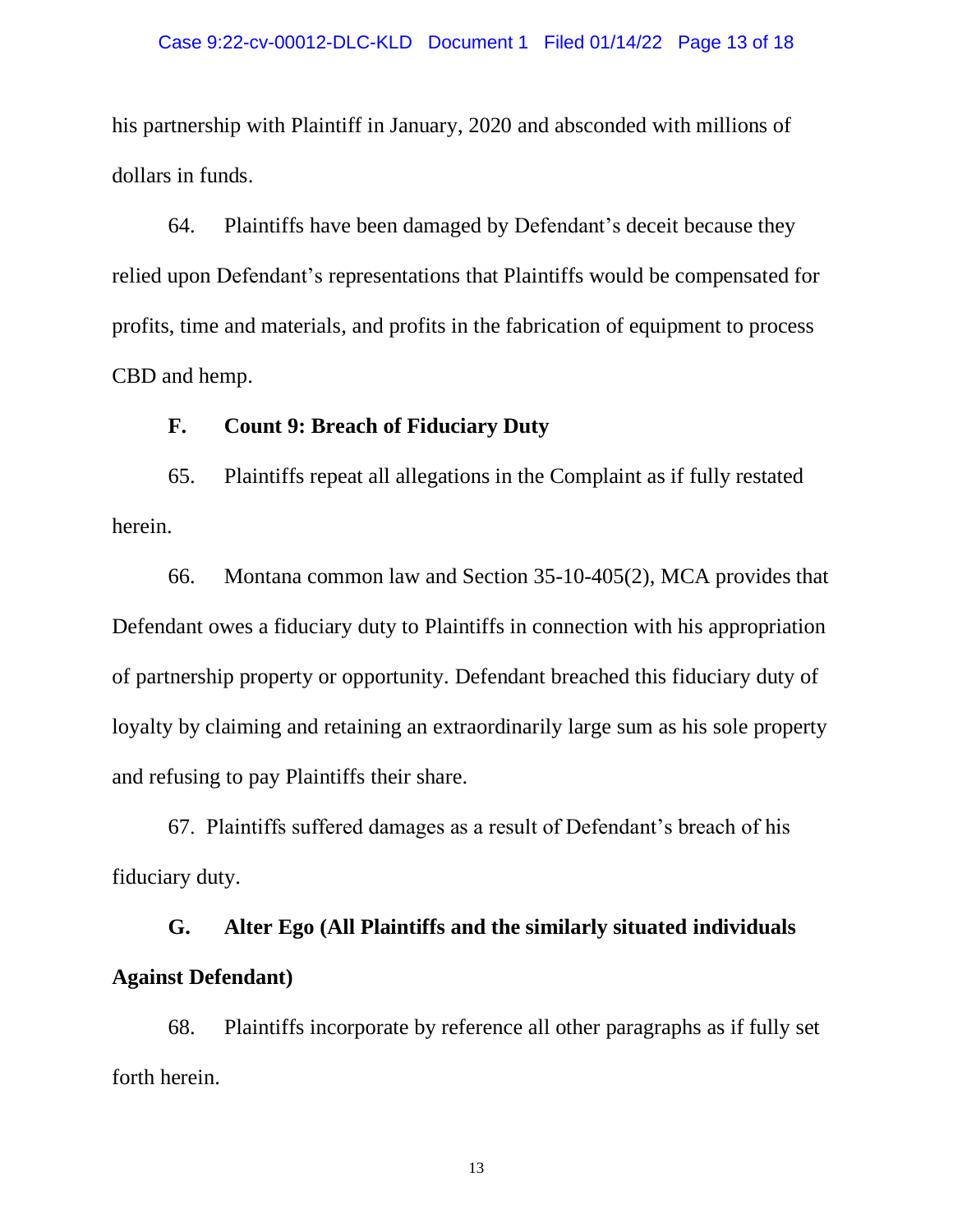his partnership with Plaintiff in January, 2020 and absconded with millions of dollars in funds.

64. Plaintiffs have been damaged by Defendant's deceit because they relied upon Defendant's representations that Plaintiffs would be compensated for profits, time and materials, and profits in the fabrication of equipment to process CBD and hemp.

### F. Count 9: Breach of Fiduciary Duty

65. Plaintiffs repeat all allegations in the Complaint as if fully restated herein.

66. Montana common law and Section 35-10-405(2), MCA provides that Defendant owes a fiduciary duty to Plaintiffs in connection with his appropriation of partnership property or opportunity. Defendant breached this fiduciary duty of loyalty by claiming and retaining an extraordinarily large sum as his sole property and refusing to pay Plaintiffs their share.

67. Plaintiffs suffered damages as a result of Defendant's breach of his fiduciary duty.

### G. Alter Ego (All Plaintiffs and the similarly situated individuals Against Defendant)

68. Plaintiffs incorporate by reference all other paragraphs as if fully set forth herein.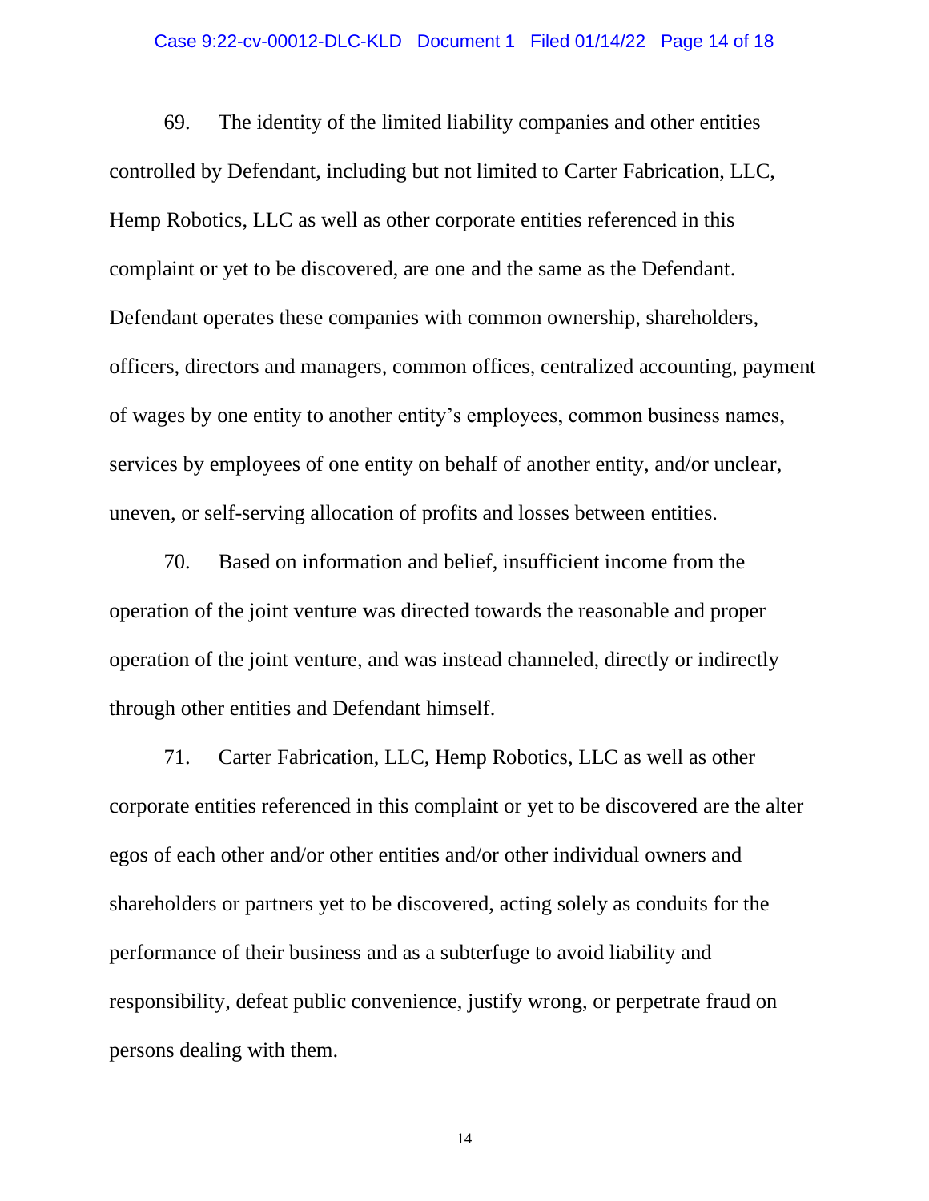69. The identity of the limited liability companies and other entities controlled by Defendant, including but not limited to Carter Fabrication, LLC, Hemp Robotics, LLC as well as other corporate entities referenced in this complaint or yet to be discovered, are one and the same as the Defendant. Defendant operates these companies with common ownership, shareholders, officers, directors and managers, common offices, centralized accounting, payment of wages by one entity to another entity's employees, common business names, services by employees of one entity on behalf of another entity, and/or unclear, uneven, or self-serving allocation of profits and losses between entities.

70. Based on information and belief, insufficient income from the operation of the joint venture was directed towards the reasonable and proper operation of the joint venture, and was instead channeled, directly or indirectly through other entities and Defendant himself.

71. Carter Fabrication, LLC, Hemp Robotics, LLC as well as other corporate entities referenced in this complaint or yet to be discovered are the alter egos of each other and/or other entities and/or other individual owners and shareholders or partners yet to be discovered, acting solely as conduits for the performance of their business and as a subterfuge to avoid liability and responsibility, defeat public convenience, justify wrong, or perpetrate fraud on persons dealing with them.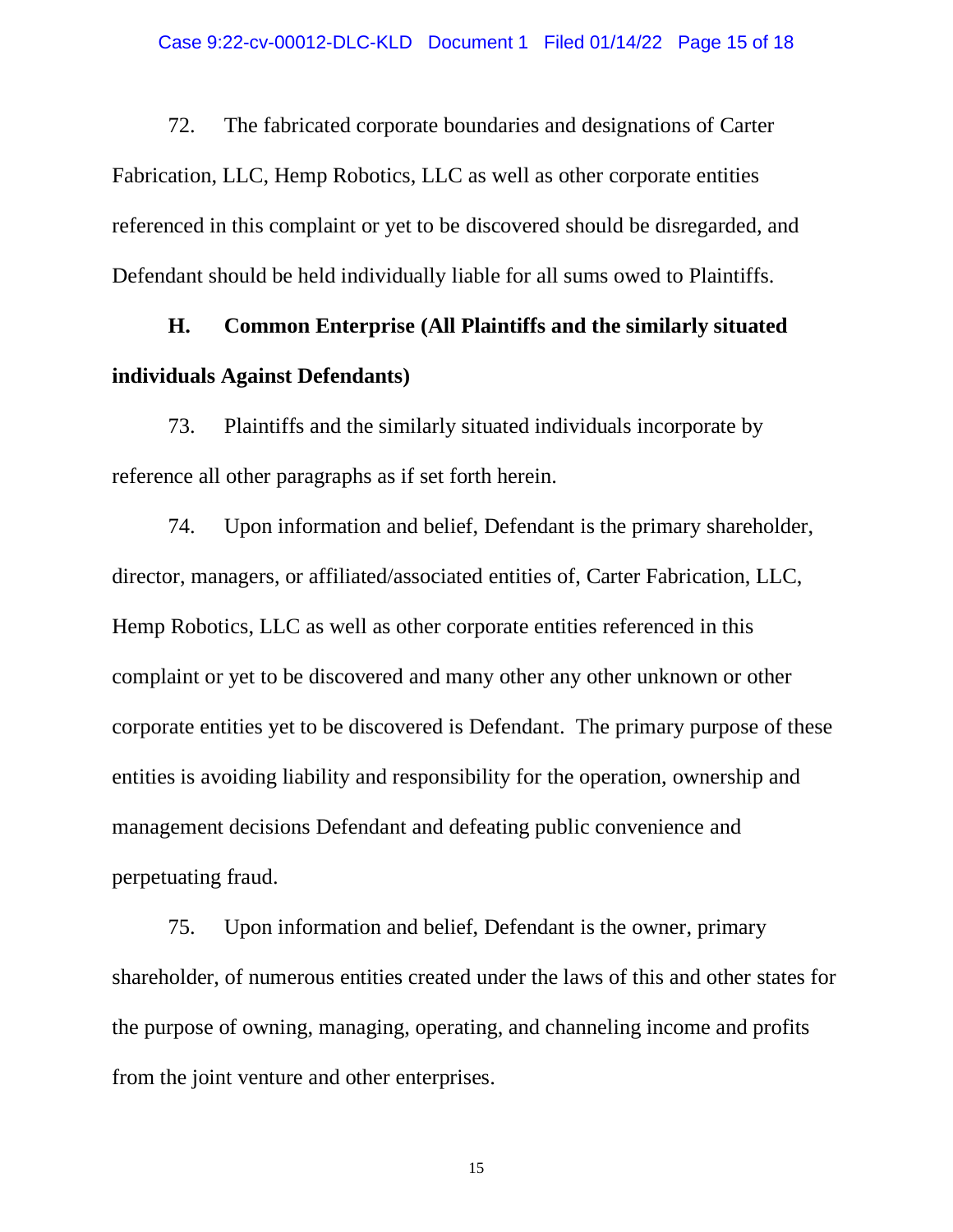72. The fabricated corporate boundaries and designations of Carter Fabrication, LLC, Hemp Robotics, LLC as well as other corporate entities referenced in this complaint or yet to be discovered should be disregarded, and Defendant should be held individually liable for all sums owed to Plaintiffs.

**H. Common Enterprise (All Plaintiffs and the similarly situated individuals Against Defendants)**

73. Plaintiffs and the similarly situated individuals incorporate by reference all other paragraphs as if set forth herein.

74. Upon information and belief, Defendant is the primary shareholder, director, managers, or affiliated/associated entities of, Carter Fabrication, LLC, Hemp Robotics, LLC as well as other corporate entities referenced in this complaint or yet to be discovered and many other any other unknown or other corporate entities yet to be discovered is Defendant. The primary purpose of these entities is avoiding liability and responsibility for the operation, ownership and management decisions Defendant and defeating public convenience and perpetuating fraud.

75. Upon information and belief, Defendant is the owner, primary shareholder, of numerous entities created under the laws of this and other states for the purpose of owning, managing, operating, and channeling income and profits from the joint venture and other enterprises.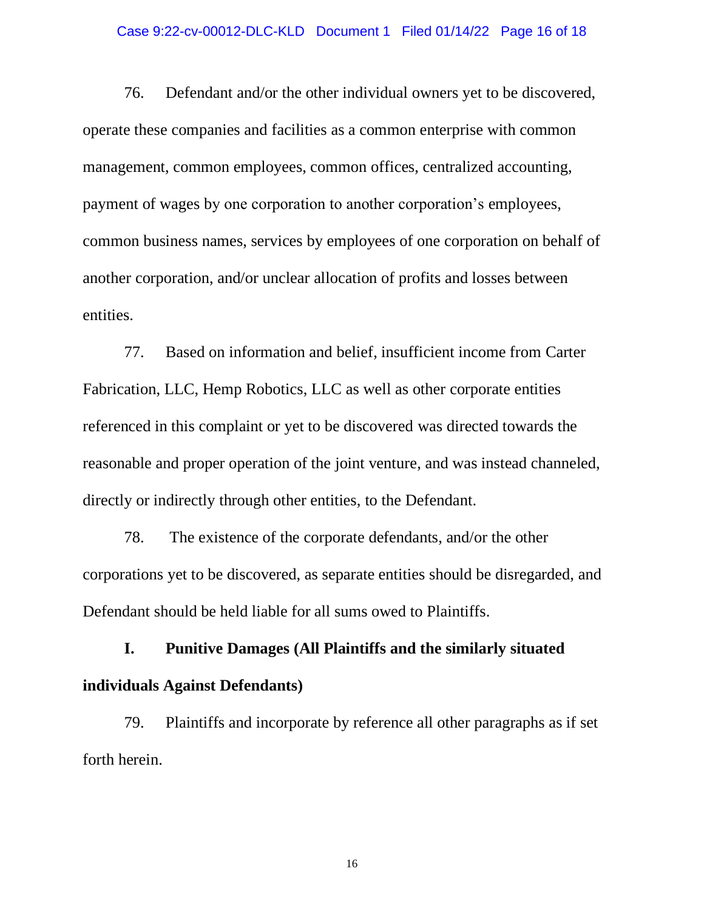76. Defendant and/or the other individual owners yet to be discovered, operate these companies and facilities as a common enterprise with common management, common employees, common offices, centralized accounting, payment of wages by one corporation to another corporation's employees, common business names, services by employees of one corporation on behalf of another corporation, and/or unclear allocation of profits and losses between entities.

77. Based on information and belief, insufficient income from Carter Fabrication, LLC, Hemp Robotics, LLC as well as other corporate entities referenced in this complaint or yet to be discovered was directed towards the reasonable and proper operation of the joint venture, and was instead channeled, directly or indirectly through other entities, to the Defendant.

78. The existence of the corporate defendants, and/or the other corporations yet to be discovered, as separate entities should be disregarded, and Defendant should be held liable for all sums owed to Plaintiffs.

## I. Punitive Damages (All Plaintiffs and the similarly situated individuals Against Defendants)

79. Plaintiffs and incorporate by reference all other paragraphs as if set forth herein.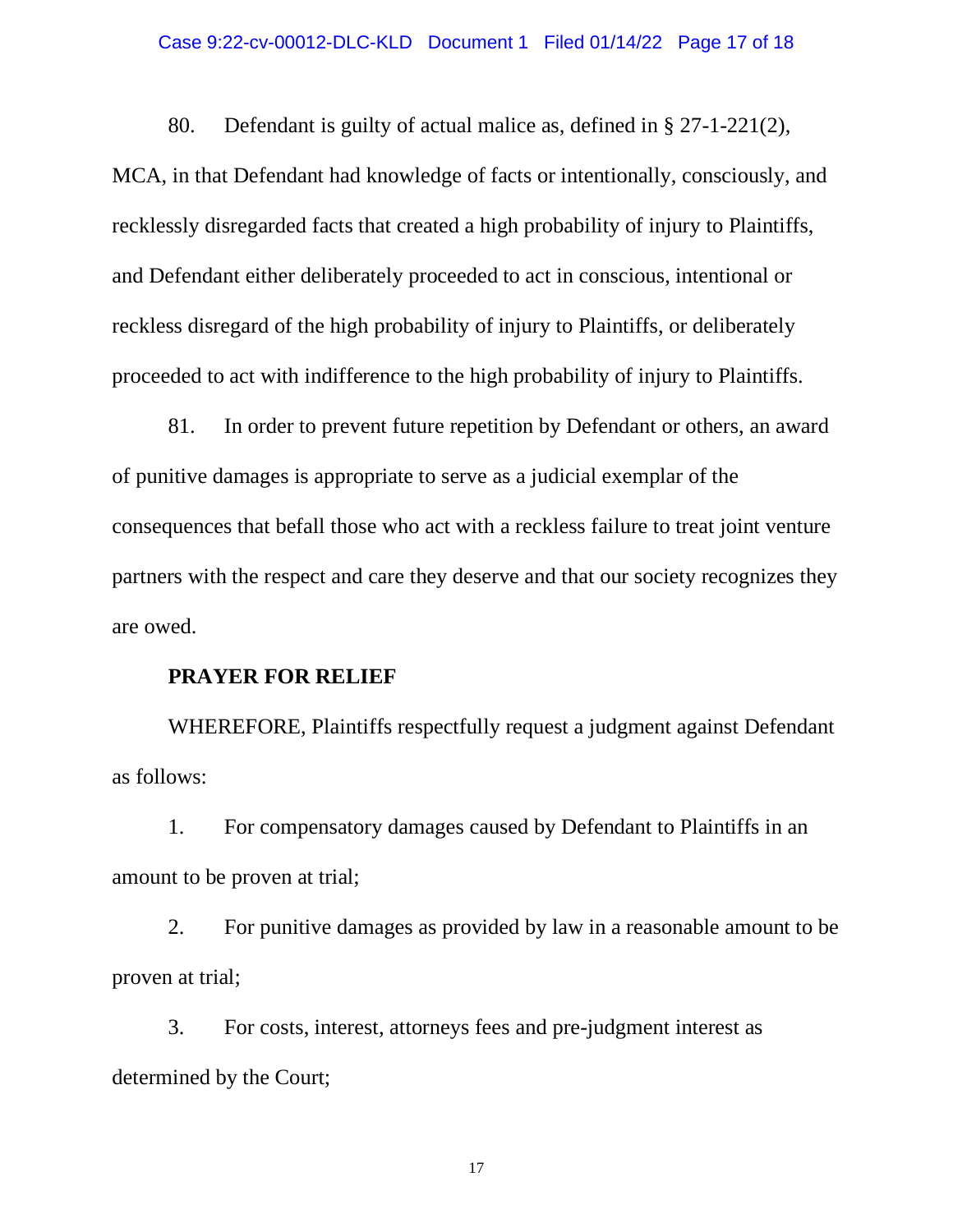80. Defendant is guilty of actual malice as, defined in § 27-1-221(2), MCA, in that Defendant had knowledge of facts or intentionally, consciously, and recklessly disregarded facts that created a high probability of injury to Plaintiffs, and Defendant either deliberately proceeded to act in conscious, intentional or reckless disregard of the high probability of injury to Plaintiffs, or deliberately proceeded to act with indifference to the high probability of injury to Plaintiffs.

81. In order to prevent future repetition by Defendant or others, an award of punitive damages is appropriate to serve as a judicial exemplar of the consequences that befall those who act with a reckless failure to treat joint venture partners with the respect and care they deserve and that our society recognizes they are owed.

**PRAYER FOR RELIEF**

WHEREFORE, Plaintiffs respectfully request a judgment against Defendant as follows:

1. For compensatory damages caused by Defendant to Plaintiffs in an amount to be proven at trial;

2. For punitive damages as provided by law in a reasonable amount to be proven at trial;

3. For costs, interest, attorneys fees and pre-judgment interest as determined by the Court;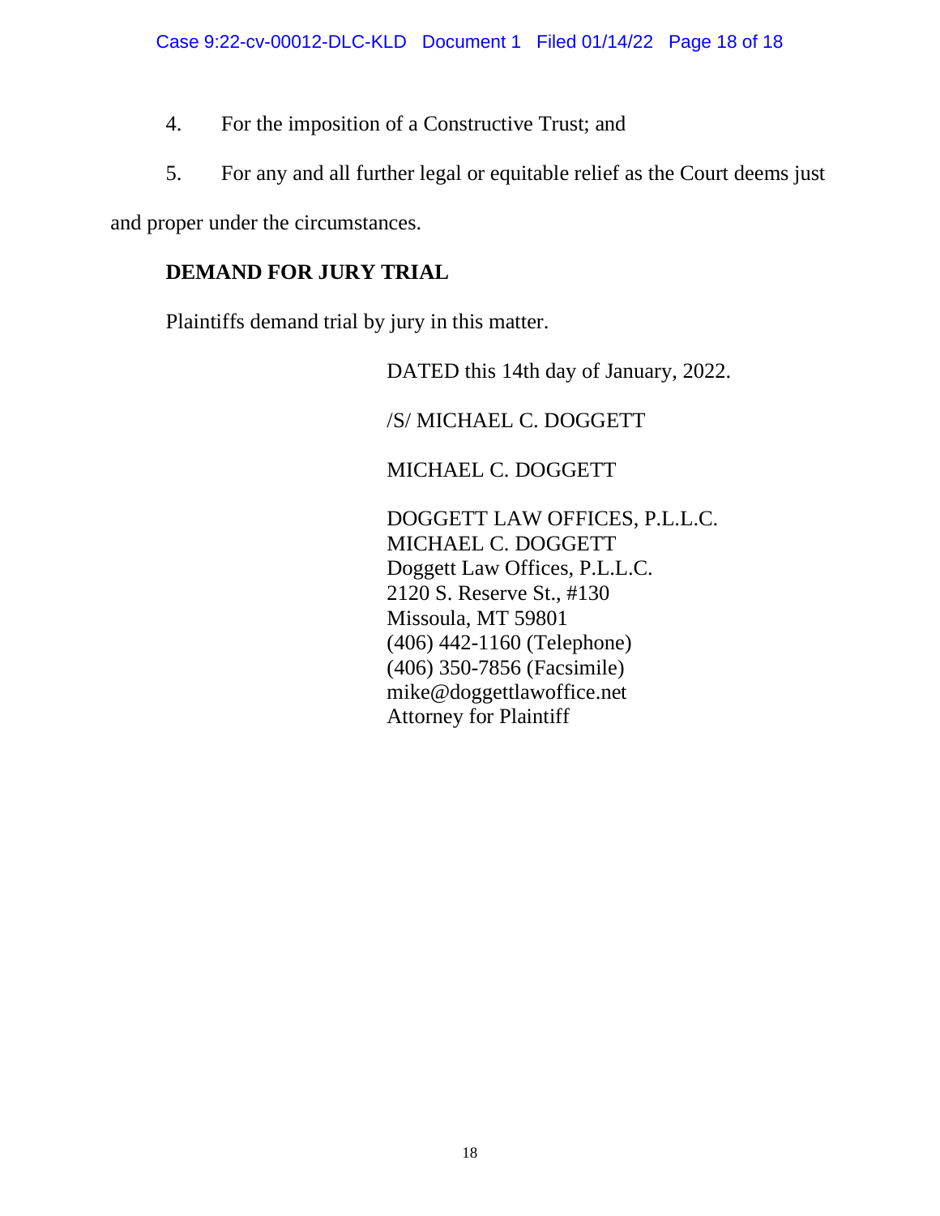4. For the imposition of a Constructive Trust; and

5. For any and all further legal or equitable relief as the Court deems just and proper under the circumstances.

**DEMAND FOR JURY TRIAL**

Plaintiffs demand trial by jury in this matter.

DATED this 14th day of January, 2022.

/S/ MICHAEL C. DOGGETT

MICHAEL C. DOGGETT

DOGGETT LAW OFFICES, P.L.L.C.
MICHAEL C. DOGGETT
Doggett Law Offices, P.L.L.C.
2120 S. Reserve St., #130
Missoula, MT 59801
(406) 442-1160 (Telephone)
(406) 350-7856 (Facsimile)
mike@doggettlawoffice.net
Attorney for Plaintiff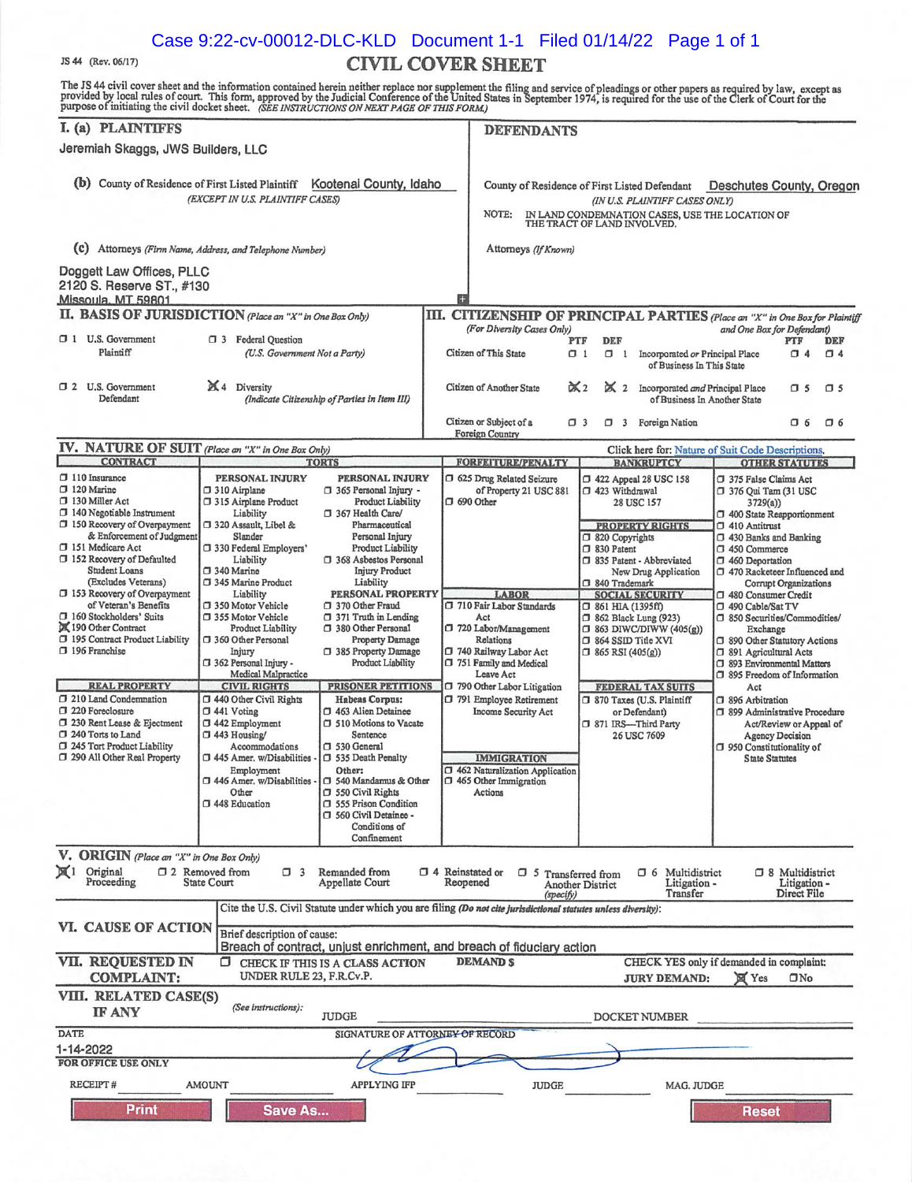JS 44 (Rev. 06/17)

# CIVIL COVER SHEET

The JS 44 civil cover sheet and the information contained herein neither replace nor supplement the filing and service of pleadings or other papers as required by law, except as provided by local rules of court. This form, approved by the Judicial Conference of the United States in September 1974, is required for the use of the Clerk of Court for the purpose of initiating the civil docket sheet. *(SEE INSTRUCTIONS ON NEXT PAGE OF THIS FORM.)*

## I. (a) PLAINTIFFS

Jeremiah Skaggs, JWS Builders, LLC

**(b)** County of Residence of First Listed Plaintiff: Kootenai County, Idaho
*(EXCEPT IN U.S. PLAINTIFF CASES)*

**(c)** Attorneys *(Firm Name, Address, and Telephone Number)*

Doggett Law Offices, PLLC
2120 S. Reserve ST., #130
Missoula, MT 59801

## DEFENDANTS

County of Residence of First Listed Defendant: Deschutes County, Oregon
*(IN U.S. PLAINTIFF CASES ONLY)*

NOTE: IN LAND CONDEMNATION CASES, USE THE LOCATION OF THE TRACT OF LAND INVOLVED.

Attorneys *(If Known)*

## II. BASIS OF JURISDICTION *(Place an "X" in One Box Only)*

- ☐ 1 U.S. Government Plaintiff
- ☐ 3 Federal Question *(U.S. Government Not a Party)*
- ☐ 2 U.S. Government Defendant
- ☒ 4 Diversity *(Indicate Citizenship of Parties in Item III)*

## III. CITIZENSHIP OF PRINCIPAL PARTIES *(Place an "X" in One Box for Plaintiff and One Box for Defendant)* *(For Diversity Cases Only)*

| | PTF | DEF | | PTF | DEF |
|---|---|---|---|---|---|
| Citizen of This State | ☐ 1 | ☐ 1 | Incorporated *or* Principal Place of Business In This State | ☐ 4 | ☐ 4 |
| Citizen of Another State | ☒ 2 | ☒ 2 | Incorporated *and* Principal Place of Business In Another State | ☐ 5 | ☐ 5 |
| Citizen or Subject of a Foreign Country | ☐ 3 | ☐ 3 | Foreign Nation | ☐ 6 | ☐ 6 |

## IV. NATURE OF SUIT *(Place an "X" in One Box Only)*

Click here for: Nature of Suit Code Descriptions.

**CONTRACT**
- ☐ 110 Insurance
- ☐ 120 Marine
- ☐ 130 Miller Act
- ☐ 140 Negotiable Instrument
- ☐ 150 Recovery of Overpayment & Enforcement of Judgment
- ☐ 151 Medicare Act
- ☐ 152 Recovery of Defaulted Student Loans (Excludes Veterans)
- ☐ 153 Recovery of Overpayment of Veteran's Benefits
- ☐ 160 Stockholders' Suits
- ☒ 190 Other Contract
- ☐ 195 Contract Product Liability
- ☐ 196 Franchise

**REAL PROPERTY**
- ☐ 210 Land Condemnation
- ☐ 220 Foreclosure
- ☐ 230 Rent Lease & Ejectment
- ☐ 240 Torts to Land
- ☐ 245 Tort Product Liability
- ☐ 290 All Other Real Property

**TORTS — PERSONAL INJURY**
- ☐ 310 Airplane
- ☐ 315 Airplane Product Liability
- ☐ 320 Assault, Libel & Slander
- ☐ 330 Federal Employers' Liability
- ☐ 340 Marine
- ☐ 345 Marine Product Liability
- ☐ 350 Motor Vehicle
- ☐ 355 Motor Vehicle Product Liability
- ☐ 360 Other Personal Injury
- ☐ 362 Personal Injury - Medical Malpractice

**PERSONAL INJURY**
- ☐ 365 Personal Injury - Product Liability
- ☐ 367 Health Care/ Pharmaceutical Personal Injury Product Liability
- ☐ 368 Asbestos Personal Injury Product Liability

**PERSONAL PROPERTY**
- ☐ 370 Other Fraud
- ☐ 371 Truth in Lending
- ☐ 380 Other Personal Property Damage
- ☐ 385 Property Damage Product Liability

**CIVIL RIGHTS**
- ☐ 440 Other Civil Rights
- ☐ 441 Voting
- ☐ 442 Employment
- ☐ 443 Housing/ Accommodations
- ☐ 445 Amer. w/Disabilities - Employment
- ☐ 446 Amer. w/Disabilities - Other
- ☐ 448 Education

**PRISONER PETITIONS**
Habeas Corpus:
- ☐ 463 Alien Detainee
- ☐ 510 Motions to Vacate Sentence
- ☐ 530 General
- ☐ 535 Death Penalty

Other:
- ☐ 540 Mandamus & Other
- ☐ 550 Civil Rights
- ☐ 555 Prison Condition
- ☐ 560 Civil Detainee - Conditions of Confinement

**FORFEITURE/PENALTY**
- ☐ 625 Drug Related Seizure of Property 21 USC 881
- ☐ 690 Other

**LABOR**
- ☐ 710 Fair Labor Standards Act
- ☐ 720 Labor/Management Relations
- ☐ 740 Railway Labor Act
- ☐ 751 Family and Medical Leave Act
- ☐ 790 Other Labor Litigation
- ☐ 791 Employee Retirement Income Security Act

**IMMIGRATION**
- ☐ 462 Naturalization Application
- ☐ 465 Other Immigration Actions

**BANKRUPTCY**
- ☐ 422 Appeal 28 USC 158
- ☐ 423 Withdrawal 28 USC 157

**PROPERTY RIGHTS**
- ☐ 820 Copyrights
- ☐ 830 Patent
- ☐ 835 Patent - Abbreviated New Drug Application
- ☐ 840 Trademark

**SOCIAL SECURITY**
- ☐ 861 HIA (1395ff)
- ☐ 862 Black Lung (923)
- ☐ 863 DIWC/DIWW (405(g))
- ☐ 864 SSID Title XVI
- ☐ 865 RSI (405(g))

**FEDERAL TAX SUITS**
- ☐ 870 Taxes (U.S. Plaintiff or Defendant)
- ☐ 871 IRS—Third Party 26 USC 7609

**OTHER STATUTES**
- ☐ 375 False Claims Act
- ☐ 376 Qui Tam (31 USC 3729(a))
- ☐ 400 State Reapportionment
- ☐ 410 Antitrust
- ☐ 430 Banks and Banking
- ☐ 450 Commerce
- ☐ 460 Deportation
- ☐ 470 Racketeer Influenced and Corrupt Organizations
- ☐ 480 Consumer Credit
- ☐ 490 Cable/Sat TV
- ☐ 850 Securities/Commodities/ Exchange
- ☐ 890 Other Statutory Actions
- ☐ 891 Agricultural Acts
- ☐ 893 Environmental Matters
- ☐ 895 Freedom of Information Act
- ☐ 896 Arbitration
- ☐ 899 Administrative Procedure Act/Review or Appeal of Agency Decision
- ☐ 950 Constitutionality of State Statutes

## V. ORIGIN *(Place an "X" in One Box Only)*

- ☒ 1 Original Proceeding
- ☐ 2 Removed from State Court
- ☐ 3 Remanded from Appellate Court
- ☐ 4 Reinstated or Reopened
- ☐ 5 Transferred from Another District *(specify)*
- ☐ 6 Multidistrict Litigation - Transfer
- ☐ 8 Multidistrict Litigation - Direct File

## VI. CAUSE OF ACTION

Cite the U.S. Civil Statute under which you are filing *(Do not cite jurisdictional statutes unless diversity)*:

Brief description of cause:
Breach of contract, unjust enrichment, and breach of fiduciary action

## VII. REQUESTED IN COMPLAINT:

☐ CHECK IF THIS IS A CLASS ACTION UNDER RULE 23, F.R.Cv.P.

DEMAND $

CHECK YES only if demanded in complaint:
JURY DEMAND: ☒ Yes ☐ No

## VIII. RELATED CASE(S) IF ANY

*(See instructions)*: JUDGE ____ DOCKET NUMBER ____

DATE: 1-14-2022

SIGNATURE OF ATTORNEY OF RECORD: [signature]

**FOR OFFICE USE ONLY**

RECEIPT # ____ AMOUNT ____ APPLYING IFP ____ JUDGE ____ MAG. JUDGE ____